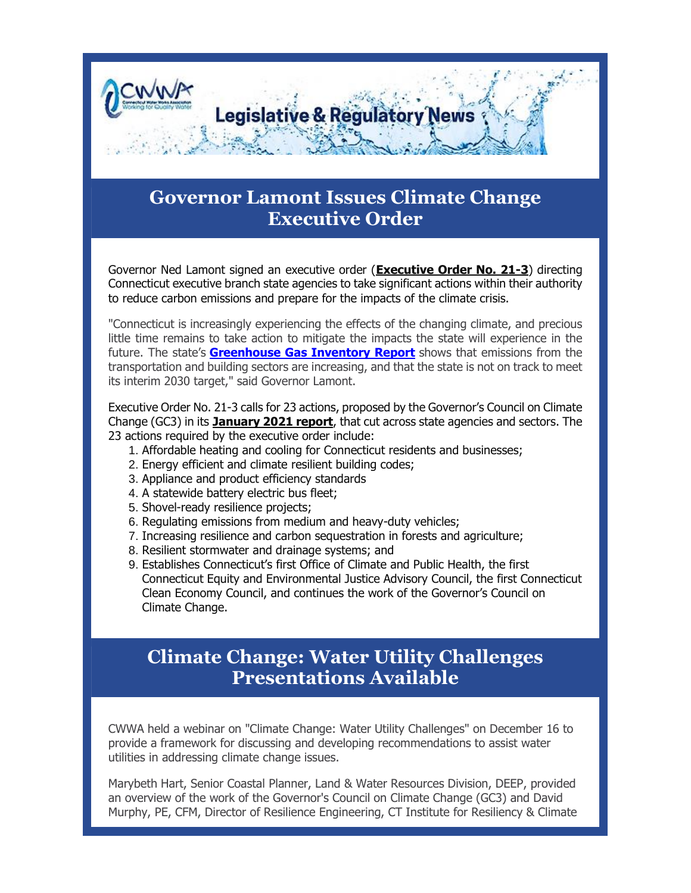# Legislative & Regulatory News

## Governor Lamont Issues Climate Change Executive Order

Governor Ned Lamont signed an executive order (**Executive Order No. 21-3**) directing Connecticut executive branch state agencies to take significant actions within their authority to reduce carbon emissions and prepare for the impacts of the climate crisis.

"Connecticut is increasingly experiencing the effects of the changing climate, and precious little time remains to take action to mitigate the impacts the state will experience in the future. The state's **Greenhouse Gas Inventory Report** shows that emissions from the transportation and building sectors are increasing, and that the state is not on track to meet its interim 2030 target," said Governor Lamont.

Executive Order No. 21-3 calls for 23 actions, proposed by the Governor's Council on Climate Change (GC3) in its **January 2021 report**, that cut across state agencies and sectors. The 23 actions required by the executive order include:

1. Affordable heating and cooling for Connecticut residents and businesses;
2. Energy efficient and climate resilient building codes;
3. Appliance and product efficiency standards
4. A statewide battery electric bus fleet;
5. Shovel-ready resilience projects;
6. Regulating emissions from medium and heavy-duty vehicles;
7. Increasing resilience and carbon sequestration in forests and agriculture;
8. Resilient stormwater and drainage systems; and
9. Establishes Connecticut's first Office of Climate and Public Health, the first Connecticut Equity and Environmental Justice Advisory Council, the first Connecticut Clean Economy Council, and continues the work of the Governor's Council on Climate Change.

## Climate Change: Water Utility Challenges Presentations Available

CWWA held a webinar on "Climate Change: Water Utility Challenges" on December 16 to provide a framework for discussing and developing recommendations to assist water utilities in addressing climate change issues.

Marybeth Hart, Senior Coastal Planner, Land & Water Resources Division, DEEP, provided an overview of the work of the Governor's Council on Climate Change (GC3) and David Murphy, PE, CFM, Director of Resilience Engineering, CT Institute for Resiliency & Climate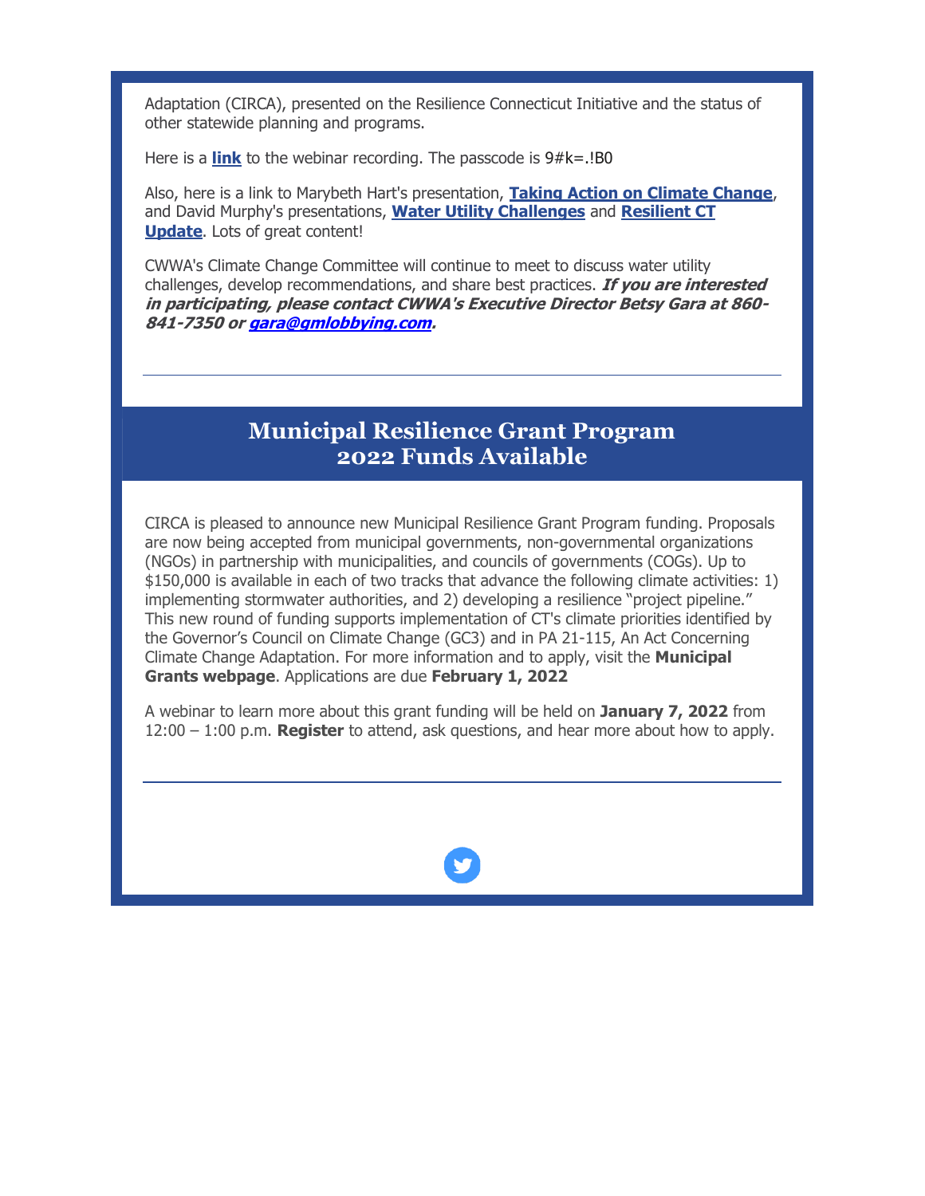Adaptation (CIRCA), presented on the Resilience Connecticut Initiative and the status of other statewide planning and programs.

Here is a **link** to the webinar recording. The passcode is 9#k=.!B0

Also, here is a link to Marybeth Hart's presentation, **Taking Action on Climate Change**, and David Murphy's presentations, **Water Utility Challenges** and **Resilient CT Update**. Lots of great content!

CWWA's Climate Change Committee will continue to meet to discuss water utility challenges, develop recommendations, and share best practices. ***If you are interested in participating, please contact CWWA's Executive Director Betsy Gara at 860-841-7350 or gara@gmlobbying.com.***

---

## Municipal Resilience Grant Program 2022 Funds Available

CIRCA is pleased to announce new Municipal Resilience Grant Program funding. Proposals are now being accepted from municipal governments, non-governmental organizations (NGOs) in partnership with municipalities, and councils of governments (COGs). Up to $150,000 is available in each of two tracks that advance the following climate activities: 1) implementing stormwater authorities, and 2) developing a resilience "project pipeline." This new round of funding supports implementation of CT's climate priorities identified by the Governor's Council on Climate Change (GC3) and in PA 21-115, An Act Concerning Climate Change Adaptation. For more information and to apply, visit the **Municipal Grants webpage**. Applications are due **February 1, 2022**

A webinar to learn more about this grant funding will be held on **January 7, 2022** from 12:00 – 1:00 p.m. **Register** to attend, ask questions, and hear more about how to apply.

---